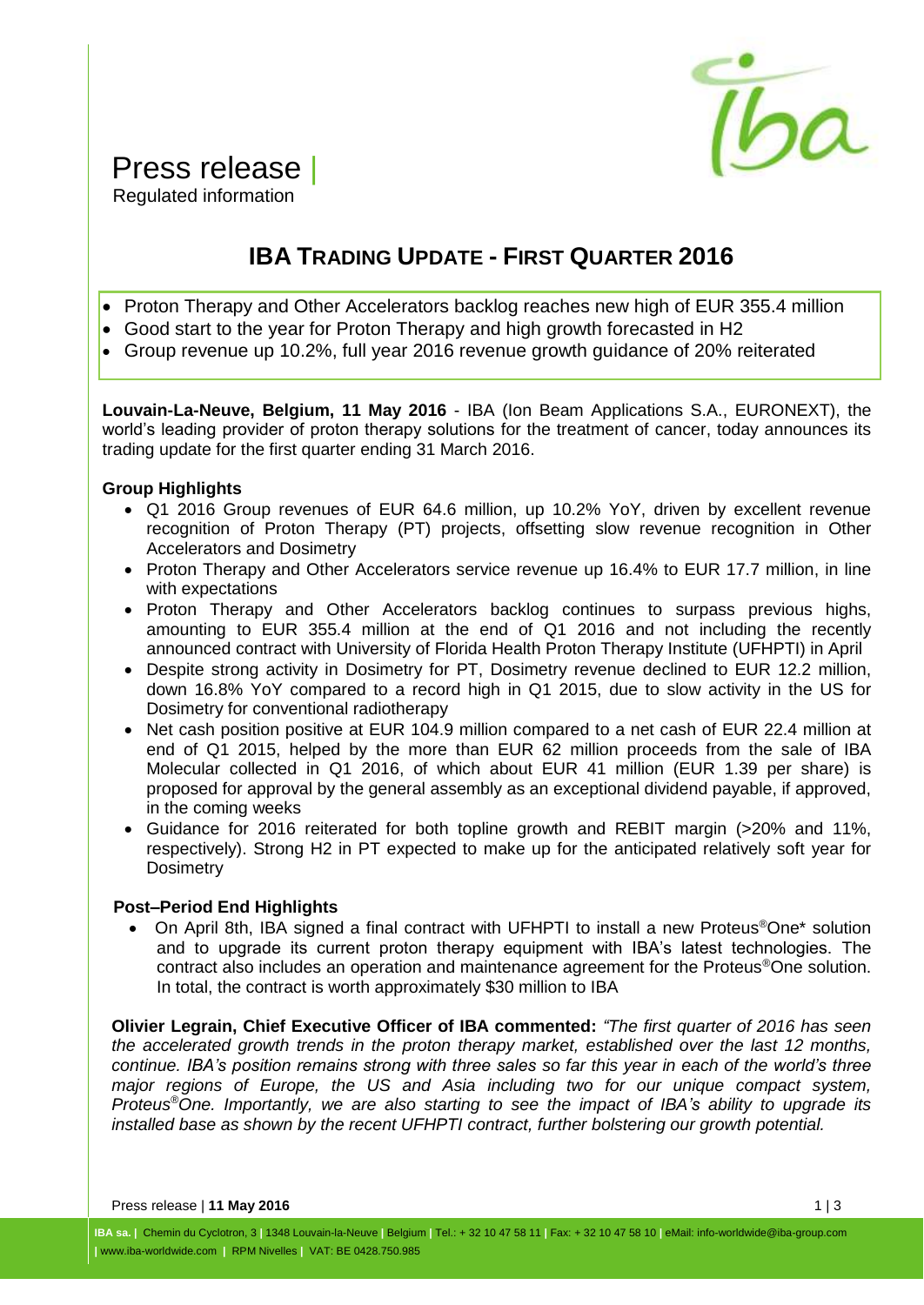Press release |
Regulated information

# IBA Trading Update - First Quarter 2016

- Proton Therapy and Other Accelerators backlog reaches new high of EUR 355.4 million
- Good start to the year for Proton Therapy and high growth forecasted in H2
- Group revenue up 10.2%, full year 2016 revenue growth guidance of 20% reiterated

**Louvain-La-Neuve, Belgium, 11 May 2016** - IBA (Ion Beam Applications S.A., EURONEXT), the world's leading provider of proton therapy solutions for the treatment of cancer, today announces its trading update for the first quarter ending 31 March 2016.

**Group Highlights**

- Q1 2016 Group revenues of EUR 64.6 million, up 10.2% YoY, driven by excellent revenue recognition of Proton Therapy (PT) projects, offsetting slow revenue recognition in Other Accelerators and Dosimetry
- Proton Therapy and Other Accelerators service revenue up 16.4% to EUR 17.7 million, in line with expectations
- Proton Therapy and Other Accelerators backlog continues to surpass previous highs, amounting to EUR 355.4 million at the end of Q1 2016 and not including the recently announced contract with University of Florida Health Proton Therapy Institute (UFHPTI) in April
- Despite strong activity in Dosimetry for PT, Dosimetry revenue declined to EUR 12.2 million, down 16.8% YoY compared to a record high in Q1 2015, due to slow activity in the US for Dosimetry for conventional radiotherapy
- Net cash position positive at EUR 104.9 million compared to a net cash of EUR 22.4 million at end of Q1 2015, helped by the more than EUR 62 million proceeds from the sale of IBA Molecular collected in Q1 2016, of which about EUR 41 million (EUR 1.39 per share) is proposed for approval by the general assembly as an exceptional dividend payable, if approved, in the coming weeks
- Guidance for 2016 reiterated for both topline growth and REBIT margin (>20% and 11%, respectively). Strong H2 in PT expected to make up for the anticipated relatively soft year for Dosimetry

**Post–Period End Highlights**

- On April 8th, IBA signed a final contract with UFHPTI to install a new Proteus®One* solution and to upgrade its current proton therapy equipment with IBA's latest technologies. The contract also includes an operation and maintenance agreement for the Proteus®One solution. In total, the contract is worth approximately $30 million to IBA

**Olivier Legrain, Chief Executive Officer of IBA commented:** *"The first quarter of 2016 has seen the accelerated growth trends in the proton therapy market, established over the last 12 months, continue. IBA's position remains strong with three sales so far this year in each of the world's three major regions of Europe, the US and Asia including two for our unique compact system, Proteus®One. Importantly, we are also starting to see the impact of IBA's ability to upgrade its installed base as shown by the recent UFHPTI contract, further bolstering our growth potential.*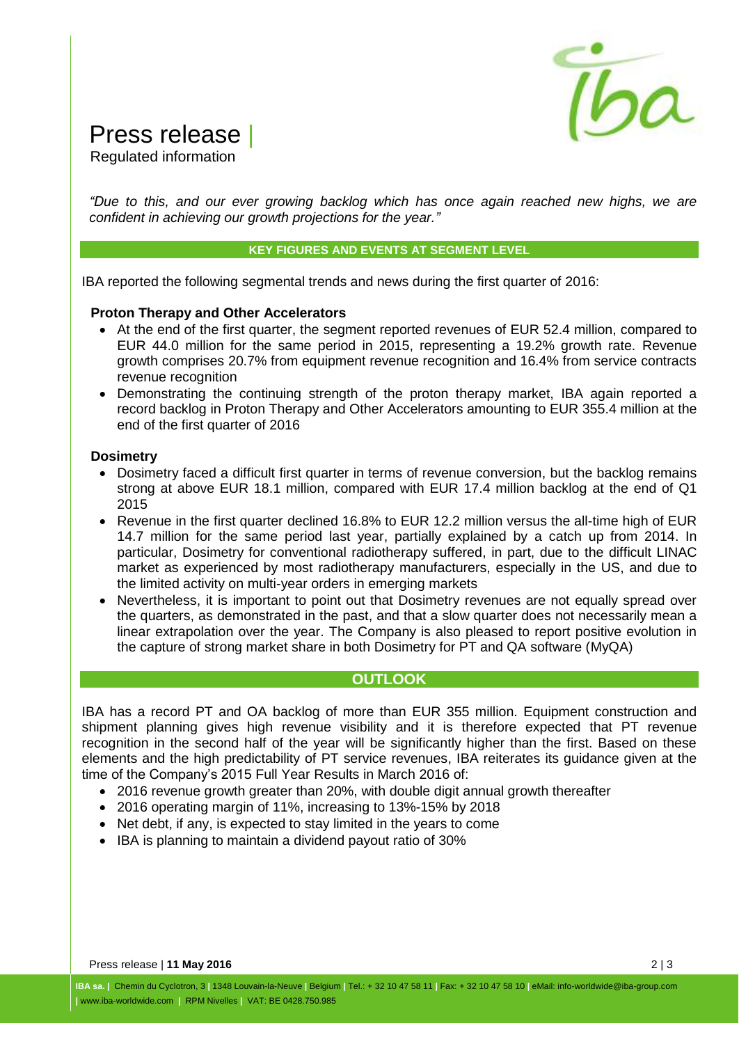*"Due to this, and our ever growing backlog which has once again reached new highs, we are confident in achieving our growth projections for the year."*

## KEY FIGURES AND EVENTS AT SEGMENT LEVEL

IBA reported the following segmental trends and news during the first quarter of 2016:

**Proton Therapy and Other Accelerators**

- At the end of the first quarter, the segment reported revenues of EUR 52.4 million, compared to EUR 44.0 million for the same period in 2015, representing a 19.2% growth rate. Revenue growth comprises 20.7% from equipment revenue recognition and 16.4% from service contracts revenue recognition
- Demonstrating the continuing strength of the proton therapy market, IBA again reported a record backlog in Proton Therapy and Other Accelerators amounting to EUR 355.4 million at the end of the first quarter of 2016

**Dosimetry**

- Dosimetry faced a difficult first quarter in terms of revenue conversion, but the backlog remains strong at above EUR 18.1 million, compared with EUR 17.4 million backlog at the end of Q1 2015
- Revenue in the first quarter declined 16.8% to EUR 12.2 million versus the all-time high of EUR 14.7 million for the same period last year, partially explained by a catch up from 2014. In particular, Dosimetry for conventional radiotherapy suffered, in part, due to the difficult LINAC market as experienced by most radiotherapy manufacturers, especially in the US, and due to the limited activity on multi-year orders in emerging markets
- Nevertheless, it is important to point out that Dosimetry revenues are not equally spread over the quarters, as demonstrated in the past, and that a slow quarter does not necessarily mean a linear extrapolation over the year. The Company is also pleased to report positive evolution in the capture of strong market share in both Dosimetry for PT and QA software (MyQA)

## OUTLOOK

IBA has a record PT and OA backlog of more than EUR 355 million. Equipment construction and shipment planning gives high revenue visibility and it is therefore expected that PT revenue recognition in the second half of the year will be significantly higher than the first. Based on these elements and the high predictability of PT service revenues, IBA reiterates its guidance given at the time of the Company's 2015 Full Year Results in March 2016 of:

- 2016 revenue growth greater than 20%, with double digit annual growth thereafter
- 2016 operating margin of 11%, increasing to 13%-15% by 2018
- Net debt, if any, is expected to stay limited in the years to come
- IBA is planning to maintain a dividend payout ratio of 30%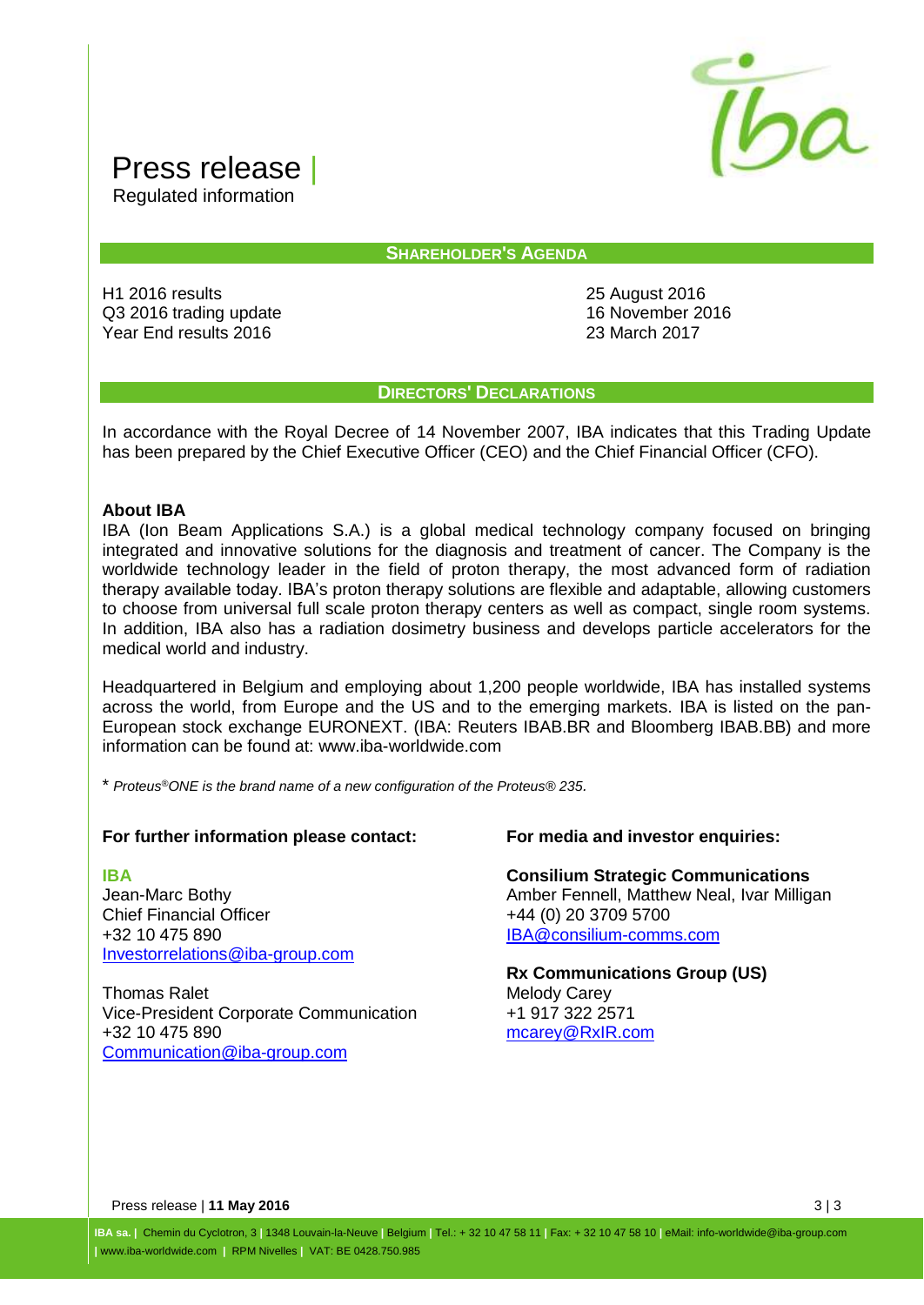# Press release

Regulated information

## SHAREHOLDER'S AGENDA

| | |
|---|---|
| H1 2016 results | 25 August 2016 |
| Q3 2016 trading update | 16 November 2016 |
| Year End results 2016 | 23 March 2017 |

## DIRECTORS' DECLARATIONS

In accordance with the Royal Decree of 14 November 2007, IBA indicates that this Trading Update has been prepared by the Chief Executive Officer (CEO) and the Chief Financial Officer (CFO).

**About IBA**

IBA (Ion Beam Applications S.A.) is a global medical technology company focused on bringing integrated and innovative solutions for the diagnosis and treatment of cancer. The Company is the worldwide technology leader in the field of proton therapy, the most advanced form of radiation therapy available today. IBA's proton therapy solutions are flexible and adaptable, allowing customers to choose from universal full scale proton therapy centers as well as compact, single room systems. In addition, IBA also has a radiation dosimetry business and develops particle accelerators for the medical world and industry.

Headquartered in Belgium and employing about 1,200 people worldwide, IBA has installed systems across the world, from Europe and the US and to the emerging markets. IBA is listed on the pan-European stock exchange EURONEXT. (IBA: Reuters IBAB.BR and Bloomberg IBAB.BB) and more information can be found at: www.iba-worldwide.com

\* *Proteus®ONE is the brand name of a new configuration of the Proteus® 235.*

**For further information please contact:**

**IBA**
Jean-Marc Bothy
Chief Financial Officer
+32 10 475 890
Investorrelations@iba-group.com

Thomas Ralet
Vice-President Corporate Communication
+32 10 475 890
Communication@iba-group.com

**For media and investor enquiries:**

**Consilium Strategic Communications**
Amber Fennell, Matthew Neal, Ivar Milligan
+44 (0) 20 3709 5700
IBA@consilium-comms.com

**Rx Communications Group (US)**
Melody Carey
+1 917 322 2571
mcarey@RxIR.com